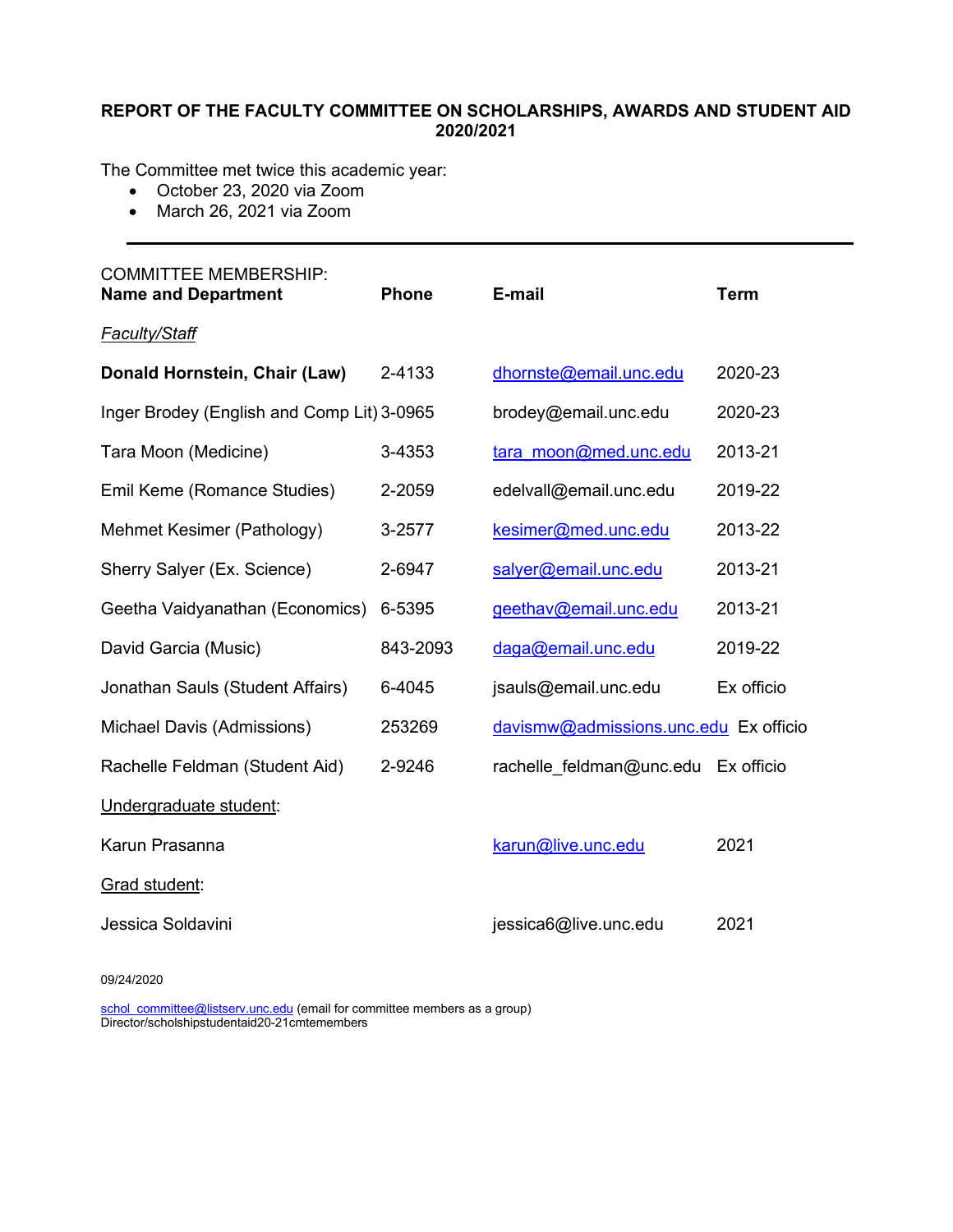# REPORT OF THE FACULTY COMMITTEE ON SCHOLARSHIPS, AWARDS AND STUDENT AID 2020/2021

The Committee met twice this academic year:

- October 23, 2020 via Zoom
- March 26, 2021 via Zoom

---

COMMITTEE MEMBERSHIP:

| Name and Department | Phone | E-mail | Term |
|---|---|---|---|
| *Faculty/Staff* | | | |
| **Donald Hornstein, Chair (Law)** | 2-4133 | dhornste@email.unc.edu | 2020-23 |
| Inger Brodey (English and Comp Lit) | 3-0965 | brodey@email.unc.edu | 2020-23 |
| Tara Moon (Medicine) | 3-4353 | tara_moon@med.unc.edu | 2013-21 |
| Emil Keme (Romance Studies) | 2-2059 | edelvall@email.unc.edu | 2019-22 |
| Mehmet Kesimer (Pathology) | 3-2577 | kesimer@med.unc.edu | 2013-22 |
| Sherry Salyer (Ex. Science) | 2-6947 | salyer@email.unc.edu | 2013-21 |
| Geetha Vaidyanathan (Economics) | 6-5395 | geethav@email.unc.edu | 2013-21 |
| David Garcia (Music) | 843-2093 | daga@email.unc.edu | 2019-22 |
| Jonathan Sauls (Student Affairs) | 6-4045 | jsauls@email.unc.edu | Ex officio |
| Michael Davis (Admissions) | 253269 | davismw@admissions.unc.edu | Ex officio |
| Rachelle Feldman (Student Aid) | 2-9246 | rachelle_feldman@unc.edu | Ex officio |
| Undergraduate student: | | | |
| Karun Prasanna | | karun@live.unc.edu | 2021 |
| Grad student: | | | |
| Jessica Soldavini | | jessica6@live.unc.edu | 2021 |

09/24/2020

schol_committee@listserv.unc.edu (email for committee members as a group)
Director/scholshipstudentaid20-21cmtemembers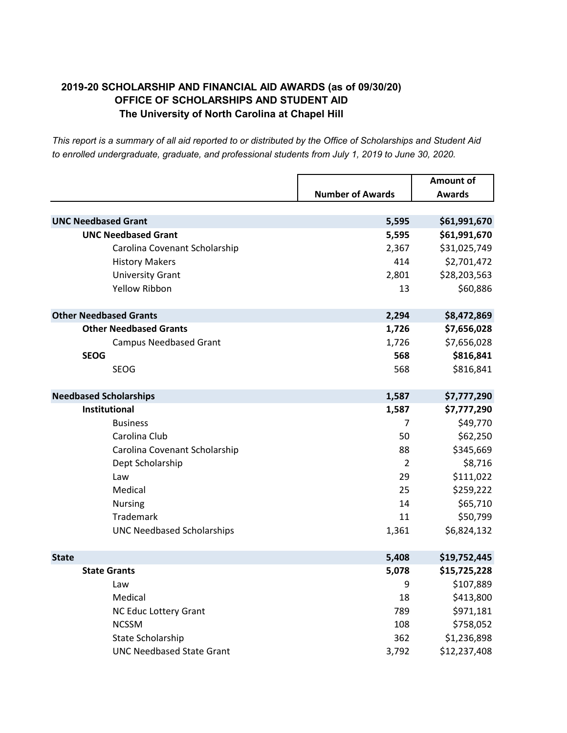**2019-20 SCHOLARSHIP AND FINANCIAL AID AWARDS (as of 09/30/20)**
**OFFICE OF SCHOLARSHIPS AND STUDENT AID**
**The University of North Carolina at Chapel Hill**

*This report is a summary of all aid reported to or distributed by the Office of Scholarships and Student Aid to enrolled undergraduate, graduate, and professional students from July 1, 2019 to June 30, 2020.*

| | Number of Awards | Amount of Awards |
|---|---|---|
| **UNC Needbased Grant** | **5,595** | **$61,991,670** |
| **UNC Needbased Grant** | **5,595** | **$61,991,670** |
| Carolina Covenant Scholarship | 2,367 | $31,025,749 |
| History Makers | 414 | $2,701,472 |
| University Grant | 2,801 | $28,203,563 |
| Yellow Ribbon | 13 | $60,886 |
| **Other Needbased Grants** | **2,294** | **$8,472,869** |
| **Other Needbased Grants** | **1,726** | **$7,656,028** |
| Campus Needbased Grant | 1,726 | $7,656,028 |
| **SEOG** | **568** | **$816,841** |
| SEOG | 568 | $816,841 |
| **Needbased Scholarships** | **1,587** | **$7,777,290** |
| **Institutional** | **1,587** | **$7,777,290** |
| Business | 7 | $49,770 |
| Carolina Club | 50 | $62,250 |
| Carolina Covenant Scholarship | 88 | $345,669 |
| Dept Scholarship | 2 | $8,716 |
| Law | 29 | $111,022 |
| Medical | 25 | $259,222 |
| Nursing | 14 | $65,710 |
| Trademark | 11 | $50,799 |
| UNC Needbased Scholarships | 1,361 | $6,824,132 |
| **State** | **5,408** | **$19,752,445** |
| **State Grants** | **5,078** | **$15,725,228** |
| Law | 9 | $107,889 |
| Medical | 18 | $413,800 |
| NC Educ Lottery Grant | 789 | $971,181 |
| NCSSM | 108 | $758,052 |
| State Scholarship | 362 | $1,236,898 |
| UNC Needbased State Grant | 3,792 | $12,237,408 |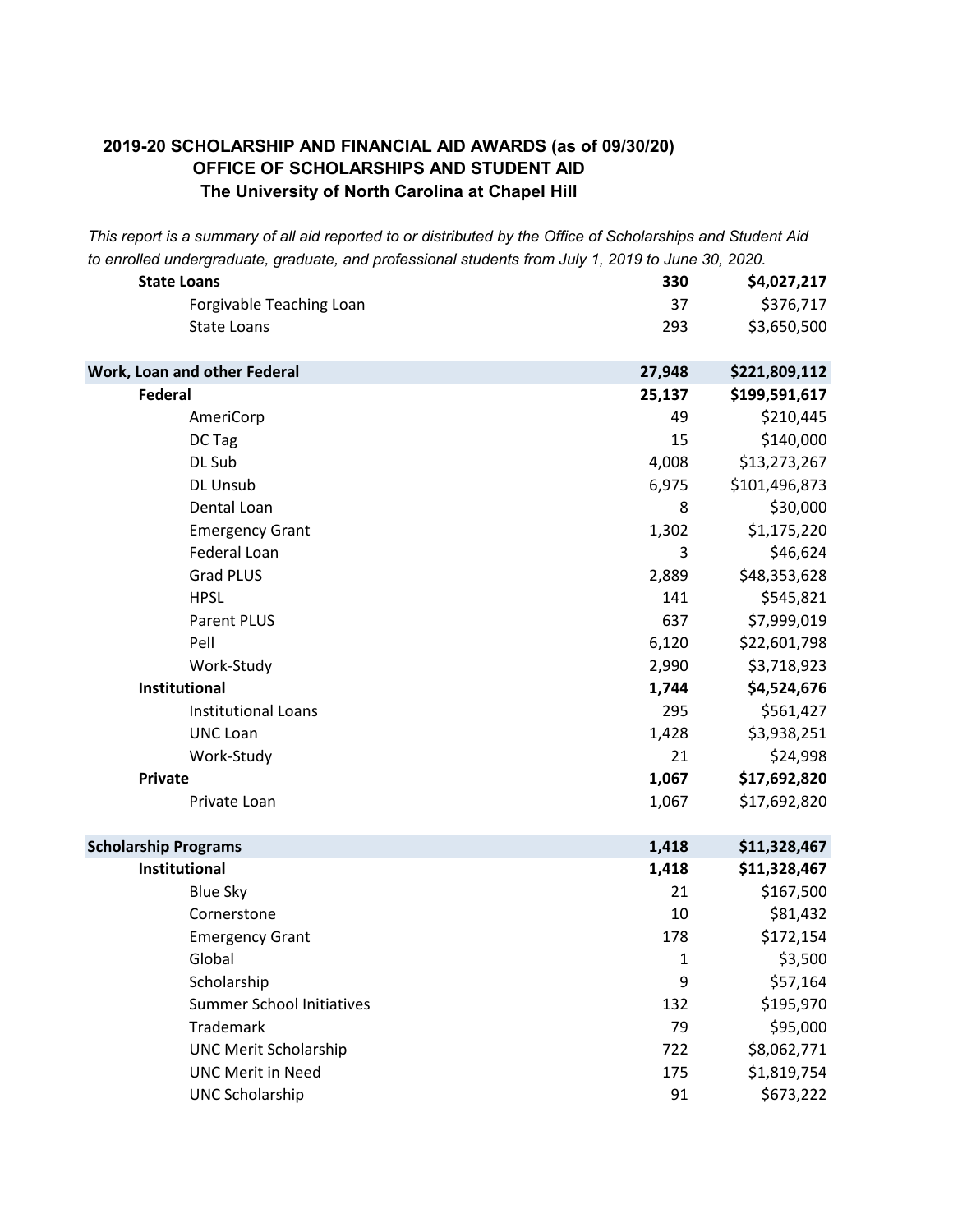**2019-20 SCHOLARSHIP AND FINANCIAL AID AWARDS (as of 09/30/20)**
**OFFICE OF SCHOLARSHIPS AND STUDENT AID**
**The University of North Carolina at Chapel Hill**

*This report is a summary of all aid reported to or distributed by the Office of Scholarships and Student Aid to enrolled undergraduate, graduate, and professional students from July 1, 2019 to June 30, 2020.*

| | | |
|---|---|---|
| **State Loans** | **330** | **$4,027,217** |
| Forgivable Teaching Loan | 37 | $376,717 |
| State Loans | 293 | $3,650,500 |
| | | |
| **Work, Loan and other Federal** | **27,948** | **$221,809,112** |
| **Federal** | **25,137** | **$199,591,617** |
| AmeriCorp | 49 | $210,445 |
| DC Tag | 15 | $140,000 |
| DL Sub | 4,008 | $13,273,267 |
| DL Unsub | 6,975 | $101,496,873 |
| Dental Loan | 8 | $30,000 |
| Emergency Grant | 1,302 | $1,175,220 |
| Federal Loan | 3 | $46,624 |
| Grad PLUS | 2,889 | $48,353,628 |
| HPSL | 141 | $545,821 |
| Parent PLUS | 637 | $7,999,019 |
| Pell | 6,120 | $22,601,798 |
| Work-Study | 2,990 | $3,718,923 |
| **Institutional** | **1,744** | **$4,524,676** |
| Institutional Loans | 295 | $561,427 |
| UNC Loan | 1,428 | $3,938,251 |
| Work-Study | 21 | $24,998 |
| **Private** | **1,067** | **$17,692,820** |
| Private Loan | 1,067 | $17,692,820 |
| | | |
| **Scholarship Programs** | **1,418** | **$11,328,467** |
| **Institutional** | **1,418** | **$11,328,467** |
| Blue Sky | 21 | $167,500 |
| Cornerstone | 10 | $81,432 |
| Emergency Grant | 178 | $172,154 |
| Global | 1 | $3,500 |
| Scholarship | 9 | $57,164 |
| Summer School Initiatives | 132 | $195,970 |
| Trademark | 79 | $95,000 |
| UNC Merit Scholarship | 722 | $8,062,771 |
| UNC Merit in Need | 175 | $1,819,754 |
| UNC Scholarship | 91 | $673,222 |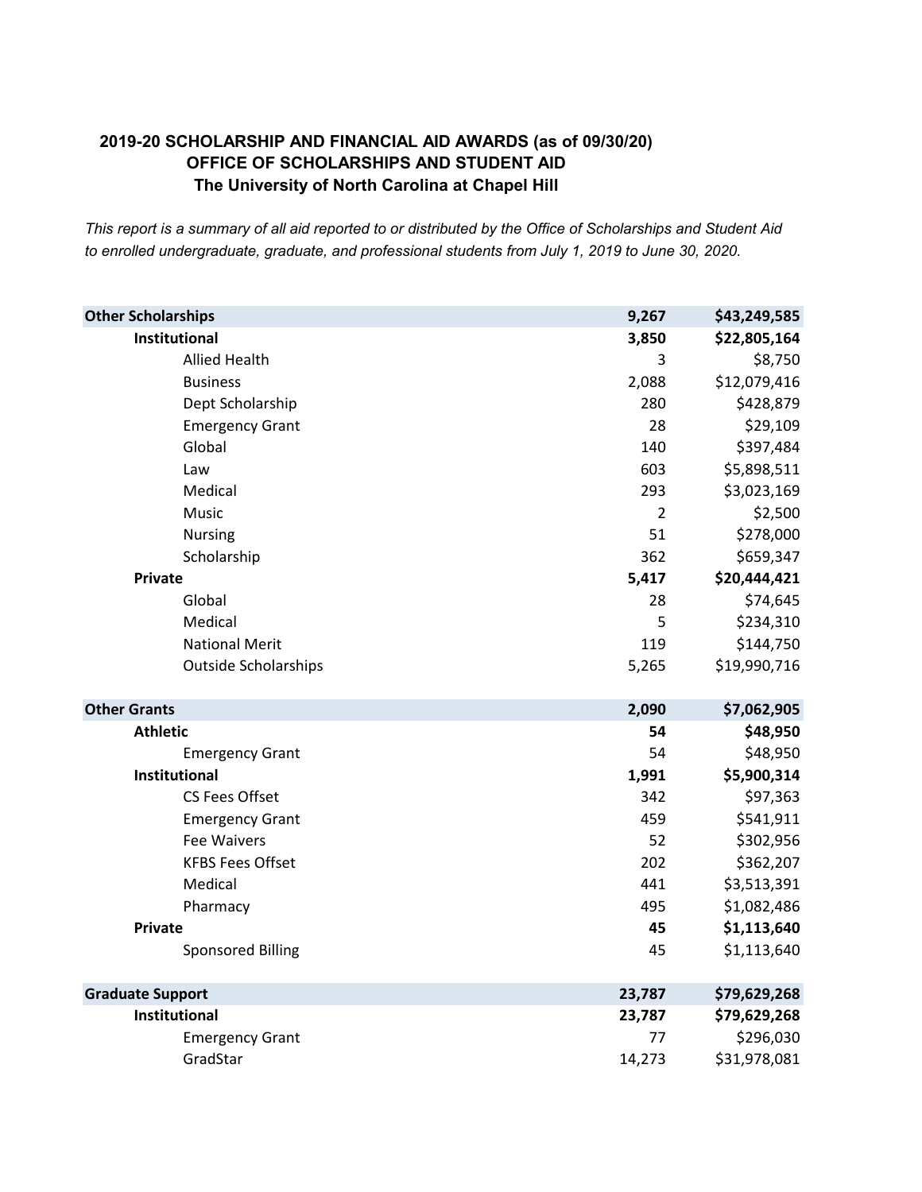**2019-20 SCHOLARSHIP AND FINANCIAL AID AWARDS (as of 09/30/20)**
**OFFICE OF SCHOLARSHIPS AND STUDENT AID**
**The University of North Carolina at Chapel Hill**

*This report is a summary of all aid reported to or distributed by the Office of Scholarships and Student Aid to enrolled undergraduate, graduate, and professional students from July 1, 2019 to June 30, 2020.*

| | | |
|---|---|---|
| **Other Scholarships** | **9,267** | **$43,249,585** |
| **Institutional** | **3,850** | **$22,805,164** |
| Allied Health | 3 | $8,750 |
| Business | 2,088 | $12,079,416 |
| Dept Scholarship | 280 | $428,879 |
| Emergency Grant | 28 | $29,109 |
| Global | 140 | $397,484 |
| Law | 603 | $5,898,511 |
| Medical | 293 | $3,023,169 |
| Music | 2 | $2,500 |
| Nursing | 51 | $278,000 |
| Scholarship | 362 | $659,347 |
| **Private** | **5,417** | **$20,444,421** |
| Global | 28 | $74,645 |
| Medical | 5 | $234,310 |
| National Merit | 119 | $144,750 |
| Outside Scholarships | 5,265 | $19,990,716 |
| **Other Grants** | **2,090** | **$7,062,905** |
| **Athletic** | **54** | **$48,950** |
| Emergency Grant | 54 | $48,950 |
| **Institutional** | **1,991** | **$5,900,314** |
| CS Fees Offset | 342 | $97,363 |
| Emergency Grant | 459 | $541,911 |
| Fee Waivers | 52 | $302,956 |
| KFBS Fees Offset | 202 | $362,207 |
| Medical | 441 | $3,513,391 |
| Pharmacy | 495 | $1,082,486 |
| **Private** | **45** | **$1,113,640** |
| Sponsored Billing | 45 | $1,113,640 |
| **Graduate Support** | **23,787** | **$79,629,268** |
| **Institutional** | **23,787** | **$79,629,268** |
| Emergency Grant | 77 | $296,030 |
| GradStar | 14,273 | $31,978,081 |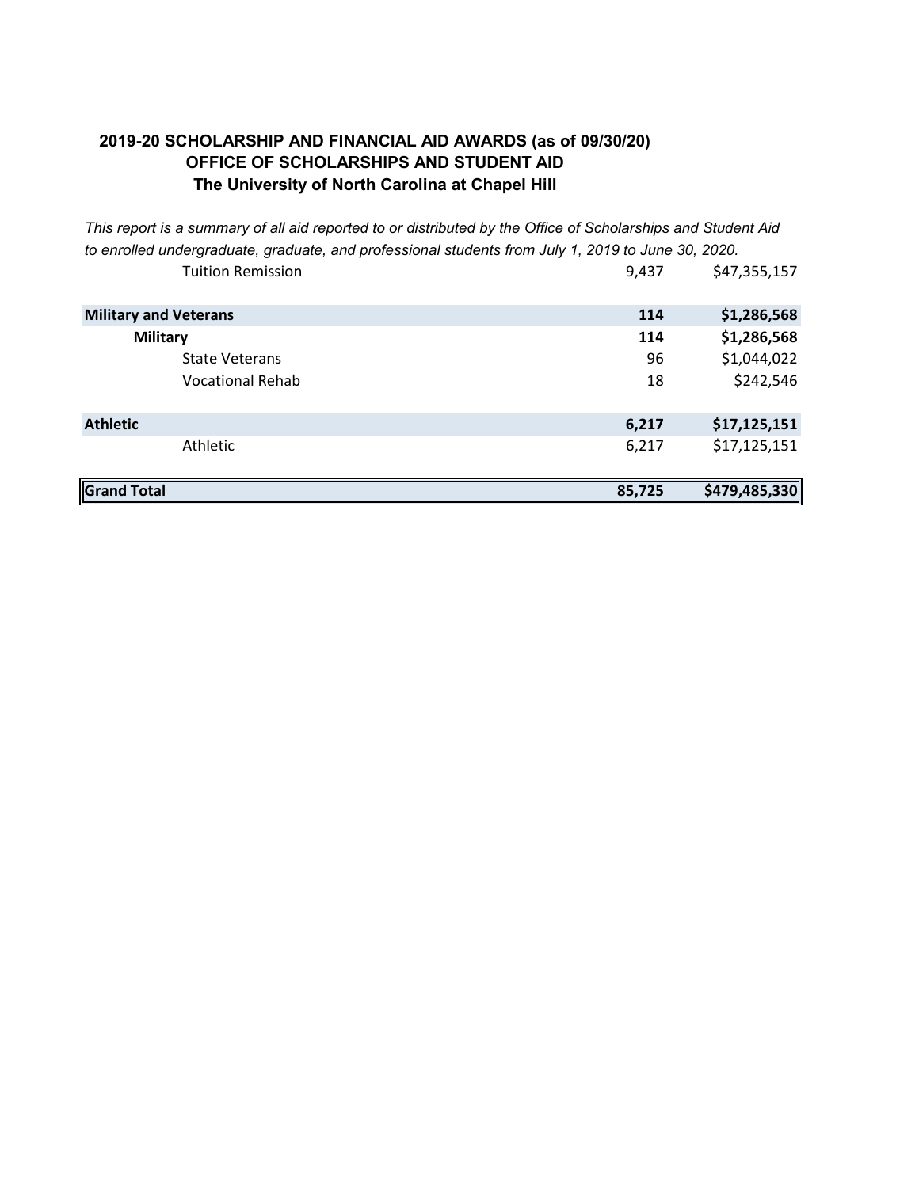**2019-20 SCHOLARSHIP AND FINANCIAL AID AWARDS (as of 09/30/20)**
**OFFICE OF SCHOLARSHIPS AND STUDENT AID**
**The University of North Carolina at Chapel Hill**

*This report is a summary of all aid reported to or distributed by the Office of Scholarships and Student Aid to enrolled undergraduate, graduate, and professional students from July 1, 2019 to June 30, 2020.*

| | | |
|---|---|---|
| Tuition Remission | 9,437 | $47,355,157 |
| **Military and Veterans** | **114** | **$1,286,568** |
| **Military** | **114** | **$1,286,568** |
| State Veterans | 96 | $1,044,022 |
| Vocational Rehab | 18 | $242,546 |
| **Athletic** | **6,217** | **$17,125,151** |
| Athletic | 6,217 | $17,125,151 |
| **Grand Total** | **85,725** | **$479,485,330** |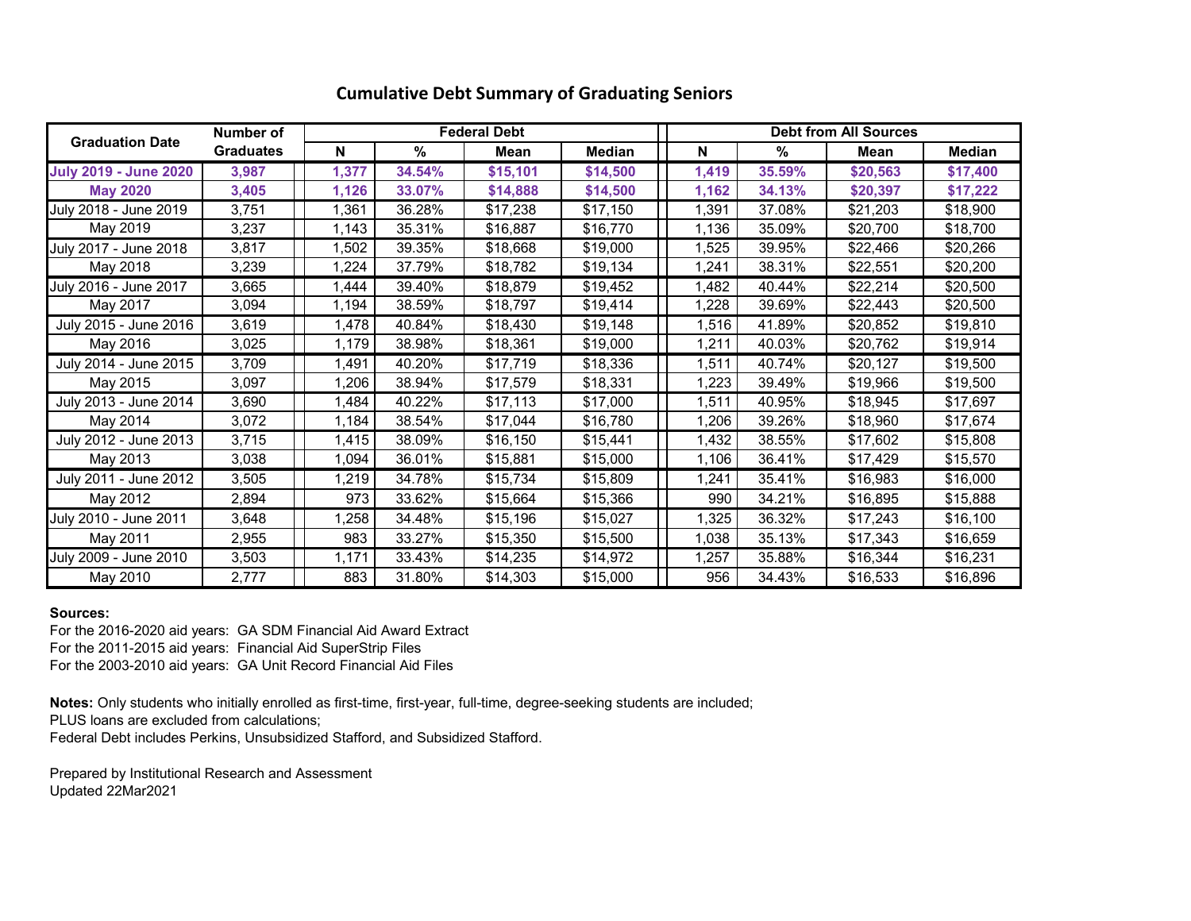## Cumulative Debt Summary of Graduating Seniors

| Graduation Date | Number of Graduates | Federal Debt | | | | Debt from All Sources | | | |
|---|---|---|---|---|---|---|---|---|---|
| | | N | % | Mean | Median | N | % | Mean | Median |
| **July 2019 - June 2020** | **3,987** | **1,377** | **34.54%** | **$15,101** | **$14,500** | **1,419** | **35.59%** | **$20,563** | **$17,400** |
| **May 2020** | **3,405** | **1,126** | **33.07%** | **$14,888** | **$14,500** | **1,162** | **34.13%** | **$20,397** | **$17,222** |
| July 2018 - June 2019 | 3,751 | 1,361 | 36.28% | $17,238 | $17,150 | 1,391 | 37.08% | $21,203 | $18,900 |
| May 2019 | 3,237 | 1,143 | 35.31% | $16,887 | $16,770 | 1,136 | 35.09% | $20,700 | $18,700 |
| July 2017 - June 2018 | 3,817 | 1,502 | 39.35% | $18,668 | $19,000 | 1,525 | 39.95% | $22,466 | $20,266 |
| May 2018 | 3,239 | 1,224 | 37.79% | $18,782 | $19,134 | 1,241 | 38.31% | $22,551 | $20,200 |
| July 2016 - June 2017 | 3,665 | 1,444 | 39.40% | $18,879 | $19,452 | 1,482 | 40.44% | $22,214 | $20,500 |
| May 2017 | 3,094 | 1,194 | 38.59% | $18,797 | $19,414 | 1,228 | 39.69% | $22,443 | $20,500 |
| July 2015 - June 2016 | 3,619 | 1,478 | 40.84% | $18,430 | $19,148 | 1,516 | 41.89% | $20,852 | $19,810 |
| May 2016 | 3,025 | 1,179 | 38.98% | $18,361 | $19,000 | 1,211 | 40.03% | $20,762 | $19,914 |
| July 2014 - June 2015 | 3,709 | 1,491 | 40.20% | $17,719 | $18,336 | 1,511 | 40.74% | $20,127 | $19,500 |
| May 2015 | 3,097 | 1,206 | 38.94% | $17,579 | $18,331 | 1,223 | 39.49% | $19,966 | $19,500 |
| July 2013 - June 2014 | 3,690 | 1,484 | 40.22% | $17,113 | $17,000 | 1,511 | 40.95% | $18,945 | $17,697 |
| May 2014 | 3,072 | 1,184 | 38.54% | $17,044 | $16,780 | 1,206 | 39.26% | $18,960 | $17,674 |
| July 2012 - June 2013 | 3,715 | 1,415 | 38.09% | $16,150 | $15,441 | 1,432 | 38.55% | $17,602 | $15,808 |
| May 2013 | 3,038 | 1,094 | 36.01% | $15,881 | $15,000 | 1,106 | 36.41% | $17,429 | $15,570 |
| July 2011 - June 2012 | 3,505 | 1,219 | 34.78% | $15,734 | $15,809 | 1,241 | 35.41% | $16,983 | $16,000 |
| May 2012 | 2,894 | 973 | 33.62% | $15,664 | $15,366 | 990 | 34.21% | $16,895 | $15,888 |
| July 2010 - June 2011 | 3,648 | 1,258 | 34.48% | $15,196 | $15,027 | 1,325 | 36.32% | $17,243 | $16,100 |
| May 2011 | 2,955 | 983 | 33.27% | $15,350 | $15,500 | 1,038 | 35.13% | $17,343 | $16,659 |
| July 2009 - June 2010 | 3,503 | 1,171 | 33.43% | $14,235 | $14,972 | 1,257 | 35.88% | $16,344 | $16,231 |
| May 2010 | 2,777 | 883 | 31.80% | $14,303 | $15,000 | 956 | 34.43% | $16,533 | $16,896 |

**Sources:**
For the 2016-2020 aid years: GA SDM Financial Aid Award Extract
For the 2011-2015 aid years: Financial Aid SuperStrip Files
For the 2003-2010 aid years: GA Unit Record Financial Aid Files

**Notes:** Only students who initially enrolled as first-time, first-year, full-time, degree-seeking students are included;
PLUS loans are excluded from calculations;
Federal Debt includes Perkins, Unsubsidized Stafford, and Subsidized Stafford.

Prepared by Institutional Research and Assessment
Updated 22Mar2021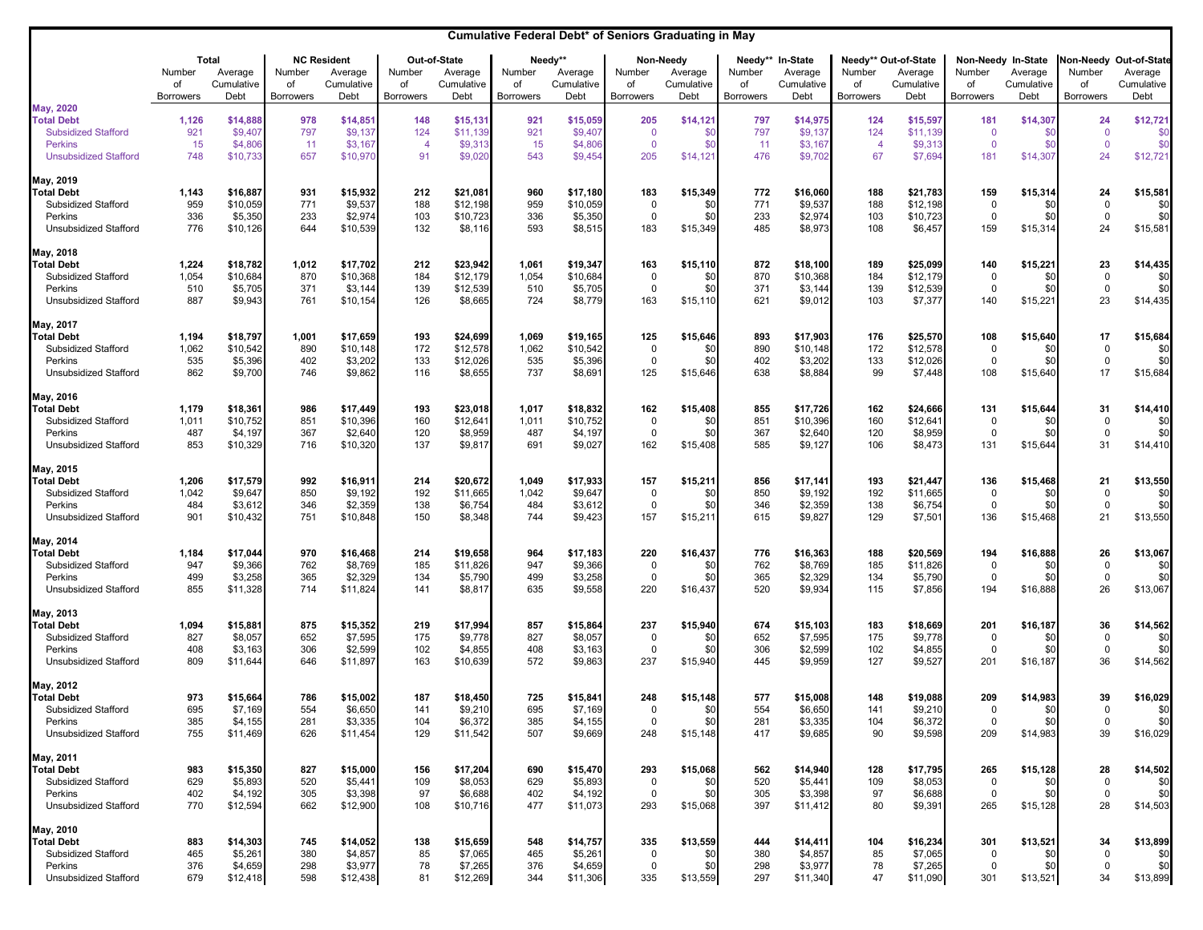## Cumulative Federal Debt* of Seniors Graduating in May

| | Total | | NC Resident | | Out-of-State | | Needy** | | Non-Needy | | Needy** In-State | | Needy** Out-of-State | | Non-Needy In-State | | Non-Needy Out-of-State | |
|---|---|---|---|---|---|---|---|---|---|---|---|---|---|---|---|---|---|---|
| | Number of Borrowers | Average Cumulative Debt | Number of Borrowers | Average Cumulative Debt | Number of Borrowers | Average Cumulative Debt | Number of Borrowers | Average Cumulative Debt | Number of Borrowers | Average Cumulative Debt | Number of Borrowers | Average Cumulative Debt | Number of Borrowers | Average Cumulative Debt | Number of Borrowers | Average Cumulative Debt | Number of Borrowers | Average Cumulative Debt |
| **May, 2020** | | | | | | | | | | | | | | | | | | |
| **Total Debt** | **1,126** | **$14,888** | **978** | **$14,851** | **148** | **$15,131** | **921** | **$15,059** | **205** | **$14,121** | **797** | **$14,975** | **124** | **$15,597** | **181** | **$14,307** | **24** | **$12,721** |
| Subsidized Stafford | 921 | $9,407 | 797 | $9,137 | 124 | $11,139 | 921 | $9,407 | 0 | $0 | 797 | $9,137 | 124 | $11,139 | 0 | $0 | 0 | $0 |
| Perkins | 15 | $4,806 | 11 | $3,167 | 4 | $9,313 | 15 | $4,806 | 0 | $0 | 11 | $3,167 | 4 | $9,313 | 0 | $0 | 0 | $0 |
| Unsubsidized Stafford | 748 | $10,733 | 657 | $10,970 | 91 | $9,020 | 543 | $9,454 | 205 | $14,121 | 476 | $9,702 | 67 | $7,694 | 181 | $14,307 | 24 | $12,721 |
| **May, 2019** | | | | | | | | | | | | | | | | | | |
| **Total Debt** | **1,143** | **$16,887** | **931** | **$15,932** | **212** | **$21,081** | **960** | **$17,180** | **183** | **$15,349** | **772** | **$16,060** | **188** | **$21,783** | **159** | **$15,314** | **24** | **$15,581** |
| Subsidized Stafford | 959 | $10,059 | 771 | $9,537 | 188 | $12,198 | 959 | $10,059 | 0 | $0 | 771 | $9,537 | 188 | $12,198 | 0 | $0 | 0 | $0 |
| Perkins | 336 | $5,350 | 233 | $2,974 | 103 | $10,723 | 336 | $5,350 | 0 | $0 | 233 | $2,974 | 103 | $10,723 | 0 | $0 | 0 | $0 |
| Unsubsidized Stafford | 776 | $10,126 | 644 | $10,539 | 132 | $8,116 | 593 | $8,515 | 183 | $15,349 | 485 | $8,973 | 108 | $6,457 | 159 | $15,314 | 24 | $15,581 |
| **May, 2018** | | | | | | | | | | | | | | | | | | |
| **Total Debt** | **1,224** | **$18,782** | **1,012** | **$17,702** | **212** | **$23,942** | **1,061** | **$19,347** | **163** | **$15,110** | **872** | **$18,100** | **189** | **$25,099** | **140** | **$15,221** | **23** | **$14,435** |
| Subsidized Stafford | 1,054 | $10,684 | 870 | $10,368 | 184 | $12,179 | 1,054 | $10,684 | 0 | $0 | 870 | $10,368 | 184 | $12,179 | 0 | $0 | 0 | $0 |
| Perkins | 510 | $5,705 | 371 | $3,144 | 139 | $12,539 | 510 | $5,705 | 0 | $0 | 371 | $3,144 | 139 | $12,539 | 0 | $0 | 0 | $0 |
| Unsubsidized Stafford | 887 | $9,943 | 761 | $10,154 | 126 | $8,665 | 724 | $8,779 | 163 | $15,110 | 621 | $9,012 | 103 | $7,377 | 140 | $15,221 | 23 | $14,435 |
| **May, 2017** | | | | | | | | | | | | | | | | | | |
| **Total Debt** | **1,194** | **$18,797** | **1,001** | **$17,659** | **193** | **$24,699** | **1,069** | **$19,165** | **125** | **$15,646** | **893** | **$17,903** | **176** | **$25,570** | **108** | **$15,640** | **17** | **$15,684** |
| Subsidized Stafford | 1,062 | $10,542 | 890 | $10,148 | 172 | $12,578 | 1,062 | $10,542 | 0 | $0 | 890 | $10,148 | 172 | $12,578 | 0 | $0 | 0 | $0 |
| Perkins | 535 | $5,396 | 402 | $3,202 | 133 | $12,026 | 535 | $5,396 | 0 | $0 | 402 | $3,202 | 133 | $12,026 | 0 | $0 | 0 | $0 |
| Unsubsidized Stafford | 862 | $9,700 | 746 | $9,862 | 116 | $8,655 | 737 | $8,691 | 125 | $15,646 | 638 | $8,884 | 99 | $7,448 | 108 | $15,640 | 17 | $15,684 |
| **May, 2016** | | | | | | | | | | | | | | | | | | |
| **Total Debt** | **1,179** | **$18,361** | **986** | **$17,449** | **193** | **$23,018** | **1,017** | **$18,832** | **162** | **$15,408** | **855** | **$17,726** | **162** | **$24,666** | **131** | **$15,644** | **31** | **$14,410** |
| Subsidized Stafford | 1,011 | $10,752 | 851 | $10,396 | 160 | $12,641 | 1,011 | $10,752 | 0 | $0 | 851 | $10,396 | 160 | $12,641 | 0 | $0 | 0 | $0 |
| Perkins | 487 | $4,197 | 367 | $2,640 | 120 | $8,959 | 487 | $4,197 | 0 | $0 | 367 | $2,640 | 120 | $8,959 | 0 | $0 | 0 | $0 |
| Unsubsidized Stafford | 853 | $10,329 | 716 | $10,320 | 137 | $9,817 | 691 | $9,027 | 162 | $15,408 | 585 | $9,127 | 106 | $8,473 | 131 | $15,644 | 31 | $14,410 |
| **May, 2015** | | | | | | | | | | | | | | | | | | |
| **Total Debt** | **1,206** | **$17,579** | **992** | **$16,911** | **214** | **$20,672** | **1,049** | **$17,933** | **157** | **$15,211** | **856** | **$17,141** | **193** | **$21,447** | **136** | **$15,468** | **21** | **$13,550** |
| Subsidized Stafford | 1,042 | $9,647 | 850 | $9,192 | 192 | $11,665 | 1,042 | $9,647 | 0 | $0 | 850 | $9,192 | 192 | $11,665 | 0 | $0 | 0 | $0 |
| Perkins | 484 | $3,612 | 346 | $2,359 | 138 | $6,754 | 484 | $3,612 | 0 | $0 | 346 | $2,359 | 138 | $6,754 | 0 | $0 | 0 | $0 |
| Unsubsidized Stafford | 901 | $10,432 | 751 | $10,848 | 150 | $8,348 | 744 | $9,423 | 157 | $15,211 | 615 | $9,827 | 129 | $7,501 | 136 | $15,468 | 21 | $13,550 |
| **May, 2014** | | | | | | | | | | | | | | | | | | |
| **Total Debt** | **1,184** | **$17,044** | **970** | **$16,468** | **214** | **$19,658** | **964** | **$17,183** | **220** | **$16,437** | **776** | **$16,363** | **188** | **$20,569** | **194** | **$16,888** | **26** | **$13,067** |
| Subsidized Stafford | 947 | $9,366 | 762 | $8,769 | 185 | $11,826 | 947 | $9,366 | 0 | $0 | 762 | $8,769 | 185 | $11,826 | 0 | $0 | 0 | $0 |
| Perkins | 499 | $3,258 | 365 | $2,329 | 134 | $5,790 | 499 | $3,258 | 0 | $0 | 365 | $2,329 | 134 | $5,790 | 0 | $0 | 0 | $0 |
| Unsubsidized Stafford | 855 | $11,328 | 714 | $11,824 | 141 | $8,817 | 635 | $9,558 | 220 | $16,437 | 520 | $9,934 | 115 | $7,856 | 194 | $16,888 | 26 | $13,067 |
| **May, 2013** | | | | | | | | | | | | | | | | | | |
| **Total Debt** | **1,094** | **$15,881** | **875** | **$15,352** | **219** | **$17,994** | **857** | **$15,864** | **237** | **$15,940** | **674** | **$15,103** | **183** | **$18,669** | **201** | **$16,187** | **36** | **$14,562** |
| Subsidized Stafford | 827 | $8,057 | 652 | $7,595 | 175 | $9,778 | 827 | $8,057 | 0 | $0 | 652 | $7,595 | 175 | $9,778 | 0 | $0 | 0 | $0 |
| Perkins | 408 | $3,163 | 306 | $2,599 | 102 | $4,855 | 408 | $3,163 | 0 | $0 | 306 | $2,599 | 102 | $4,855 | 0 | $0 | 0 | $0 |
| Unsubsidized Stafford | 809 | $11,644 | 646 | $11,897 | 163 | $10,639 | 572 | $9,863 | 237 | $15,940 | 445 | $9,959 | 127 | $9,527 | 201 | $16,187 | 36 | $14,562 |
| **May, 2012** | | | | | | | | | | | | | | | | | | |
| **Total Debt** | **973** | **$15,664** | **786** | **$15,002** | **187** | **$18,450** | **725** | **$15,841** | **248** | **$15,148** | **577** | **$15,008** | **148** | **$19,088** | **209** | **$14,983** | **39** | **$16,029** |
| Subsidized Stafford | 695 | $7,169 | 554 | $6,650 | 141 | $9,210 | 695 | $7,169 | 0 | $0 | 554 | $6,650 | 141 | $9,210 | 0 | $0 | 0 | $0 |
| Perkins | 385 | $4,155 | 281 | $3,335 | 104 | $6,372 | 385 | $4,155 | 0 | $0 | 281 | $3,335 | 104 | $6,372 | 0 | $0 | 0 | $0 |
| Unsubsidized Stafford | 755 | $11,469 | 626 | $11,454 | 129 | $11,542 | 507 | $9,669 | 248 | $15,148 | 417 | $9,685 | 90 | $9,598 | 209 | $14,983 | 39 | $16,029 |
| **May, 2011** | | | | | | | | | | | | | | | | | | |
| **Total Debt** | **983** | **$15,350** | **827** | **$15,000** | **156** | **$17,204** | **690** | **$15,470** | **293** | **$15,068** | **562** | **$14,940** | **128** | **$17,795** | **265** | **$15,128** | **28** | **$14,502** |
| Subsidized Stafford | 629 | $5,893 | 520 | $5,441 | 109 | $8,053 | 629 | $5,893 | 0 | $0 | 520 | $5,441 | 109 | $8,053 | 0 | $0 | 0 | $0 |
| Perkins | 402 | $4,192 | 305 | $3,398 | 97 | $6,688 | 402 | $4,192 | 0 | $0 | 305 | $3,398 | 97 | $6,688 | 0 | $0 | 0 | $0 |
| Unsubsidized Stafford | 770 | $12,594 | 662 | $12,900 | 108 | $10,716 | 477 | $11,073 | 293 | $15,068 | 397 | $11,412 | 80 | $9,391 | 265 | $15,128 | 28 | $14,503 |
| **May, 2010** | | | | | | | | | | | | | | | | | | |
| **Total Debt** | **883** | **$14,303** | **745** | **$14,052** | **138** | **$15,659** | **548** | **$14,757** | **335** | **$13,559** | **444** | **$14,411** | **104** | **$16,234** | **301** | **$13,521** | **34** | **$13,899** |
| Subsidized Stafford | 465 | $5,261 | 380 | $4,857 | 85 | $7,065 | 465 | $5,261 | 0 | $0 | 380 | $4,857 | 85 | $7,065 | 0 | $0 | 0 | $0 |
| Perkins | 376 | $4,659 | 298 | $3,977 | 78 | $7,265 | 376 | $4,659 | 0 | $0 | 298 | $3,977 | 78 | $7,265 | 0 | $0 | 0 | $0 |
| Unsubsidized Stafford | 679 | $12,418 | 598 | $12,438 | 81 | $12,269 | 344 | $11,306 | 335 | $13,559 | 297 | $11,340 | 47 | $11,090 | 301 | $13,521 | 34 | $13,899 |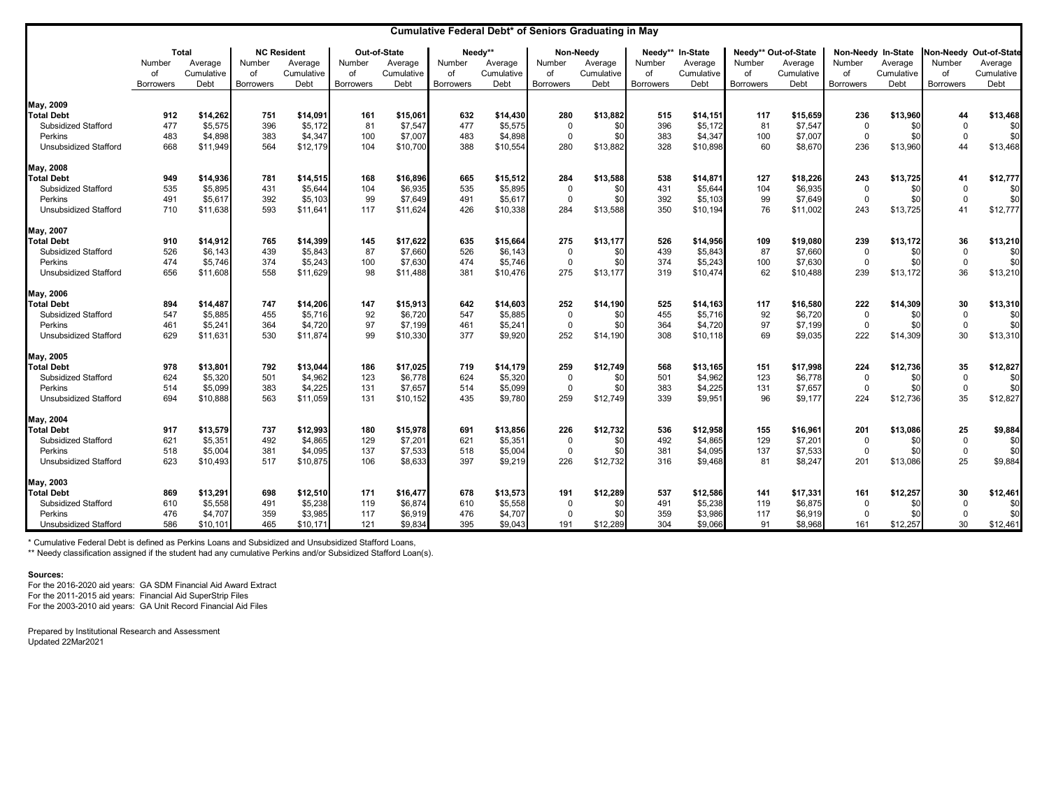# Cumulative Federal Debt* of Seniors Graduating in May

| | Total | | NC Resident | | Out-of-State | | Needy** | | Non-Needy | | Needy** In-State | | Needy** Out-of-State | | Non-Needy In-State | | Non-Needy Out-of-State | |
|---|---|---|---|---|---|---|---|---|---|---|---|---|---|---|---|---|---|---|
| | Number of Borrowers | Average Cumulative Debt | Number of Borrowers | Average Cumulative Debt | Number of Borrowers | Average Cumulative Debt | Number of Borrowers | Average Cumulative Debt | Number of Borrowers | Average Cumulative Debt | Number of Borrowers | Average Cumulative Debt | Number of Borrowers | Average Cumulative Debt | Number of Borrowers | Average Cumulative Debt | Number of Borrowers | Average Cumulative Debt |
| **May, 2009** | | | | | | | | | | | | | | | | | | |
| **Total Debt** | **912** | **$14,262** | **751** | **$14,091** | **161** | **$15,061** | **632** | **$14,430** | **280** | **$13,882** | **515** | **$14,151** | **117** | **$15,659** | **236** | **$13,960** | **44** | **$13,468** |
| Subsidized Stafford | 477 | $5,575 | 396 | $5,172 | 81 | $7,547 | 477 | $5,575 | 0 | $0 | 396 | $5,172 | 81 | $7,547 | 0 | $0 | 0 | $0 |
| Perkins | 483 | $4,898 | 383 | $4,347 | 100 | $7,007 | 483 | $4,898 | 0 | $0 | 383 | $4,347 | 100 | $7,007 | 0 | $0 | 0 | $0 |
| Unsubsidized Stafford | 668 | $11,949 | 564 | $12,179 | 104 | $10,700 | 388 | $10,554 | 280 | $13,882 | 328 | $10,898 | 60 | $8,670 | 236 | $13,960 | 44 | $13,468 |
| **May, 2008** | | | | | | | | | | | | | | | | | | |
| **Total Debt** | **949** | **$14,936** | **781** | **$14,515** | **168** | **$16,896** | **665** | **$15,512** | **284** | **$13,588** | **538** | **$14,871** | **127** | **$18,226** | **243** | **$13,725** | **41** | **$12,777** |
| Subsidized Stafford | 535 | $5,895 | 431 | $5,644 | 104 | $6,935 | 535 | $5,895 | 0 | $0 | 431 | $5,644 | 104 | $6,935 | 0 | $0 | 0 | $0 |
| Perkins | 491 | $5,617 | 392 | $5,103 | 99 | $7,649 | 491 | $5,617 | 0 | $0 | 392 | $5,103 | 99 | $7,649 | 0 | $0 | 0 | $0 |
| Unsubsidized Stafford | 710 | $11,638 | 593 | $11,641 | 117 | $11,624 | 426 | $10,338 | 284 | $13,588 | 350 | $10,194 | 76 | $11,002 | 243 | $13,725 | 41 | $12,777 |
| **May, 2007** | | | | | | | | | | | | | | | | | | |
| **Total Debt** | **910** | **$14,912** | **765** | **$14,399** | **145** | **$17,622** | **635** | **$15,664** | **275** | **$13,177** | **526** | **$14,956** | **109** | **$19,080** | **239** | **$13,172** | **36** | **$13,210** |
| Subsidized Stafford | 526 | $6,143 | 439 | $5,843 | 87 | $7,660 | 526 | $6,143 | 0 | $0 | 439 | $5,843 | 87 | $7,660 | 0 | $0 | 0 | $0 |
| Perkins | 474 | $5,746 | 374 | $5,243 | 100 | $7,630 | 474 | $5,746 | 0 | $0 | 374 | $5,243 | 100 | $7,630 | 0 | $0 | 0 | $0 |
| Unsubsidized Stafford | 656 | $11,608 | 558 | $11,629 | 98 | $11,488 | 381 | $10,476 | 275 | $13,177 | 319 | $10,474 | 62 | $10,488 | 239 | $13,172 | 36 | $13,210 |
| **May, 2006** | | | | | | | | | | | | | | | | | | |
| **Total Debt** | **894** | **$14,487** | **747** | **$14,206** | **147** | **$15,913** | **642** | **$14,603** | **252** | **$14,190** | **525** | **$14,163** | **117** | **$16,580** | **222** | **$14,309** | **30** | **$13,310** |
| Subsidized Stafford | 547 | $5,885 | 455 | $5,716 | 92 | $6,720 | 547 | $5,885 | 0 | $0 | 455 | $5,716 | 92 | $6,720 | 0 | $0 | 0 | $0 |
| Perkins | 461 | $5,241 | 364 | $4,720 | 97 | $7,199 | 461 | $5,241 | 0 | $0 | 364 | $4,720 | 97 | $7,199 | 0 | $0 | 0 | $0 |
| Unsubsidized Stafford | 629 | $11,631 | 530 | $11,874 | 99 | $10,330 | 377 | $9,920 | 252 | $14,190 | 308 | $10,118 | 69 | $9,035 | 222 | $14,309 | 30 | $13,310 |
| **May, 2005** | | | | | | | | | | | | | | | | | | |
| **Total Debt** | **978** | **$13,801** | **792** | **$13,044** | **186** | **$17,025** | **719** | **$14,179** | **259** | **$12,749** | **568** | **$13,165** | **151** | **$17,998** | **224** | **$12,736** | **35** | **$12,827** |
| Subsidized Stafford | 624 | $5,320 | 501 | $4,962 | 123 | $6,778 | 624 | $5,320 | 0 | $0 | 501 | $4,962 | 123 | $6,778 | 0 | $0 | 0 | $0 |
| Perkins | 514 | $5,099 | 383 | $4,225 | 131 | $7,657 | 514 | $5,099 | 0 | $0 | 383 | $4,225 | 131 | $7,657 | 0 | $0 | 0 | $0 |
| Unsubsidized Stafford | 694 | $10,888 | 563 | $11,059 | 131 | $10,152 | 435 | $9,780 | 259 | $12,749 | 339 | $9,951 | 96 | $9,177 | 224 | $12,736 | 35 | $12,827 |
| **May, 2004** | | | | | | | | | | | | | | | | | | |
| **Total Debt** | **917** | **$13,579** | **737** | **$12,993** | **180** | **$15,978** | **691** | **$13,856** | **226** | **$12,732** | **536** | **$12,958** | **155** | **$16,961** | **201** | **$13,086** | **25** | **$9,884** |
| Subsidized Stafford | 621 | $5,351 | 492 | $4,865 | 129 | $7,201 | 621 | $5,351 | 0 | $0 | 492 | $4,865 | 129 | $7,201 | 0 | $0 | 0 | $0 |
| Perkins | 518 | $5,004 | 381 | $4,095 | 137 | $7,533 | 518 | $5,004 | 0 | $0 | 381 | $4,095 | 137 | $7,533 | 0 | $0 | 0 | $0 |
| Unsubsidized Stafford | 623 | $10,493 | 517 | $10,875 | 106 | $8,633 | 397 | $9,219 | 226 | $12,732 | 316 | $9,468 | 81 | $8,247 | 201 | $13,086 | 25 | $9,884 |
| **May, 2003** | | | | | | | | | | | | | | | | | | |
| **Total Debt** | **869** | **$13,291** | **698** | **$12,510** | **171** | **$16,477** | **678** | **$13,573** | **191** | **$12,289** | **537** | **$12,586** | **141** | **$17,331** | **161** | **$12,257** | **30** | **$12,461** |
| Subsidized Stafford | 610 | $5,558 | 491 | $5,238 | 119 | $6,874 | 610 | $5,558 | 0 | $0 | 491 | $5,238 | 119 | $6,875 | 0 | $0 | 0 | $0 |
| Perkins | 476 | $4,707 | 359 | $3,985 | 117 | $6,919 | 476 | $4,707 | 0 | $0 | 359 | $3,986 | 117 | $6,919 | 0 | $0 | 0 | $0 |
| Unsubsidized Stafford | 586 | $10,101 | 465 | $10,171 | 121 | $9,834 | 395 | $9,043 | 191 | $12,289 | 304 | $9,066 | 91 | $8,968 | 161 | $12,257 | 30 | $12,461 |

\* Cumulative Federal Debt is defined as Perkins Loans and Subsidized and Unsubsidized Stafford Loans,

\*\* Needy classification assigned if the student had any cumulative Perkins and/or Subsidized Stafford Loan(s).

**Sources:**

For the 2016-2020 aid years: GA SDM Financial Aid Award Extract
For the 2011-2015 aid years: Financial Aid SuperStrip Files
For the 2003-2010 aid years: GA Unit Record Financial Aid Files

Prepared by Institutional Research and Assessment
Updated 22Mar2021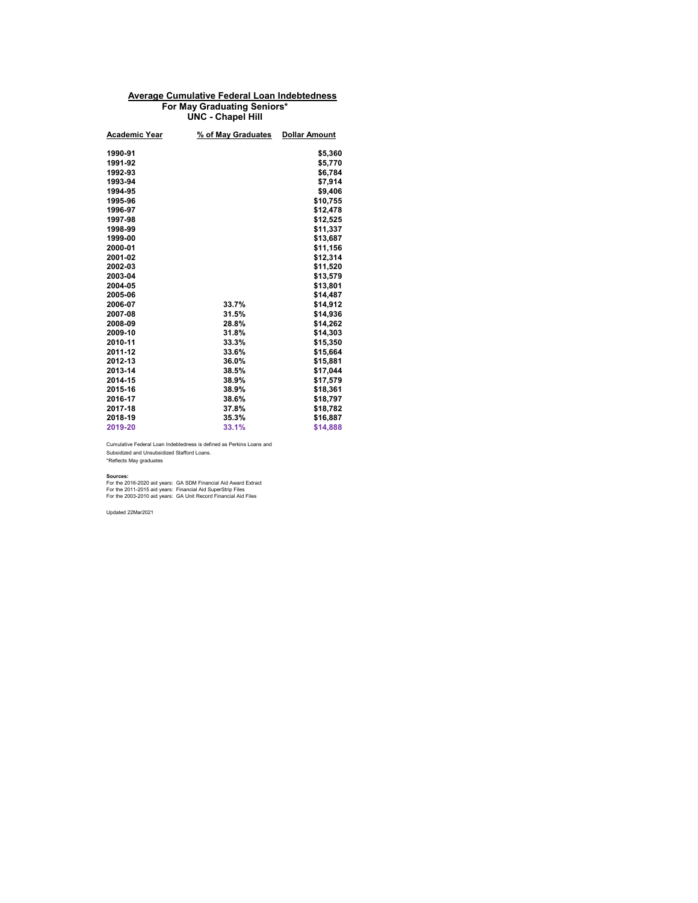## Average Cumulative Federal Loan Indebtedness
### For May Graduating Seniors*
### UNC - Chapel Hill

| Academic Year | % of May Graduates | Dollar Amount |
|---|---|---|
| 1990-91 | | $5,360 |
| 1991-92 | | $5,770 |
| 1992-93 | | $6,784 |
| 1993-94 | | $7,914 |
| 1994-95 | | $9,406 |
| 1995-96 | | $10,755 |
| 1996-97 | | $12,478 |
| 1997-98 | | $12,525 |
| 1998-99 | | $11,337 |
| 1999-00 | | $13,687 |
| 2000-01 | | $11,156 |
| 2001-02 | | $12,314 |
| 2002-03 | | $11,520 |
| 2003-04 | | $13,579 |
| 2004-05 | | $13,801 |
| 2005-06 | | $14,487 |
| 2006-07 | 33.7% | $14,912 |
| 2007-08 | 31.5% | $14,936 |
| 2008-09 | 28.8% | $14,262 |
| 2009-10 | 31.8% | $14,303 |
| 2010-11 | 33.3% | $15,350 |
| 2011-12 | 33.6% | $15,664 |
| 2012-13 | 36.0% | $15,881 |
| 2013-14 | 38.5% | $17,044 |
| 2014-15 | 38.9% | $17,579 |
| 2015-16 | 38.9% | $18,361 |
| 2016-17 | 38.6% | $18,797 |
| 2017-18 | 37.8% | $18,782 |
| 2018-19 | 35.3% | $16,887 |
| 2019-20 | 33.1% | $14,888 |

Cumulative Federal Loan Indebtedness is defined as Perkins Loans and Subsidized and Unsubsidized Stafford Loans.

*Reflects May graduates

**Sources:**

For the 2016-2020 aid years: GA SDM Financial Aid Award Extract

For the 2011-2015 aid years: Financial Aid SuperStrip Files

For the 2003-2010 aid years: GA Unit Record Financial Aid Files

Updated 22Mar2021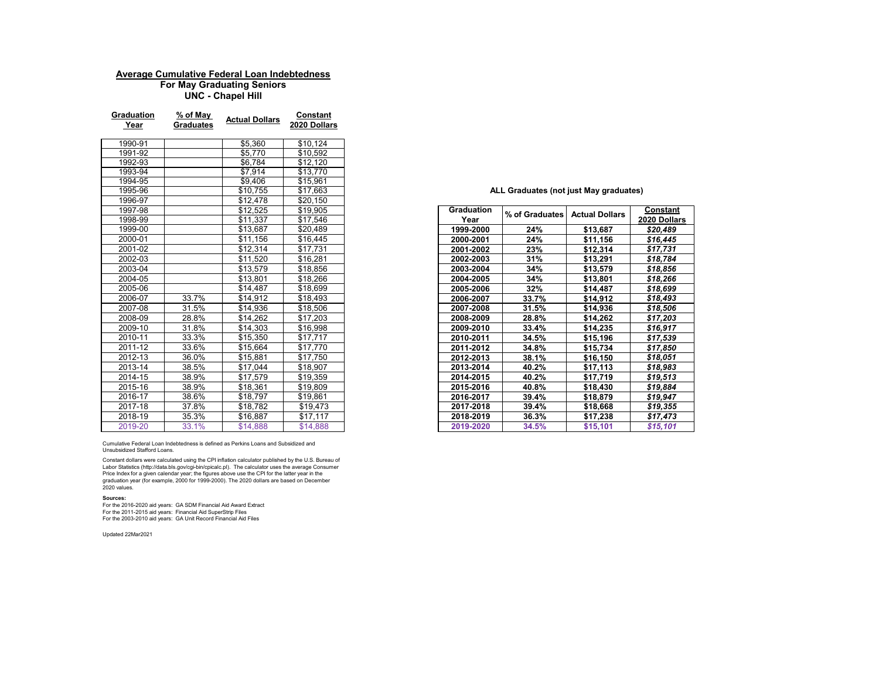## Average Cumulative Federal Loan Indebtedness

### For May Graduating Seniors

### UNC - Chapel Hill

| Graduation Year | % of May Graduates | Actual Dollars | Constant 2020 Dollars |
|---|---|---|---|
| 1990-91 | | $5,360 | $10,124 |
| 1991-92 | | $5,770 | $10,592 |
| 1992-93 | | $6,784 | $12,120 |
| 1993-94 | | $7,914 | $13,770 |
| 1994-95 | | $9,406 | $15,961 |
| 1995-96 | | $10,755 | $17,663 |
| 1996-97 | | $12,478 | $20,150 |
| 1997-98 | | $12,525 | $19,905 |
| 1998-99 | | $11,337 | $17,546 |
| 1999-00 | | $13,687 | $20,489 |
| 2000-01 | | $11,156 | $16,445 |
| 2001-02 | | $12,314 | $17,731 |
| 2002-03 | | $11,520 | $16,281 |
| 2003-04 | | $13,579 | $18,856 |
| 2004-05 | | $13,801 | $18,266 |
| 2005-06 | | $14,487 | $18,699 |
| 2006-07 | 33.7% | $14,912 | $18,493 |
| 2007-08 | 31.5% | $14,936 | $18,506 |
| 2008-09 | 28.8% | $14,262 | $17,203 |
| 2009-10 | 31.8% | $14,303 | $16,998 |
| 2010-11 | 33.3% | $15,350 | $17,717 |
| 2011-12 | 33.6% | $15,664 | $17,770 |
| 2012-13 | 36.0% | $15,881 | $17,750 |
| 2013-14 | 38.5% | $17,044 | $18,907 |
| 2014-15 | 38.9% | $17,579 | $19,359 |
| 2015-16 | 38.9% | $18,361 | $19,809 |
| 2016-17 | 38.6% | $18,797 | $19,861 |
| 2017-18 | 37.8% | $18,782 | $19,473 |
| 2018-19 | 35.3% | $16,887 | $17,117 |
| 2019-20 | 33.1% | $14,888 | $14,888 |

Cumulative Federal Loan Indebtedness is defined as Perkins Loans and Subsidized and Unsubsidized Stafford Loans.

Constant dollars were calculated using the CPI inflation calculator published by the U.S. Bureau of Labor Statistics (http://data.bls.gov/cgi-bin/cpicalc.pl). The calculator uses the average Consumer Price Index for a given calendar year; the figures above use the CPI for the latter year in the graduation year (for example, 2000 for 1999-2000). The 2020 dollars are based on December 2020 values.

**Sources:**

For the 2016-2020 aid years: GA SDM Financial Aid Award Extract
For the 2011-2015 aid years: Financial Aid SuperStrip Files
For the 2003-2010 aid years: GA Unit Record Financial Aid Files

Updated 22Mar2021

**ALL Graduates (not just May graduates)**

| Graduation Year | % of Graduates | Actual Dollars | Constant 2020 Dollars |
|---|---|---|---|
| **1999-2000** | **24%** | **$13,687** | ***$20,489*** |
| **2000-2001** | **24%** | **$11,156** | ***$16,445*** |
| **2001-2002** | **23%** | **$12,314** | ***$17,731*** |
| **2002-2003** | **31%** | **$13,291** | ***$18,784*** |
| **2003-2004** | **34%** | **$13,579** | ***$18,856*** |
| **2004-2005** | **34%** | **$13,801** | ***$18,266*** |
| **2005-2006** | **32%** | **$14,487** | ***$18,699*** |
| **2006-2007** | **33.7%** | **$14,912** | ***$18,493*** |
| **2007-2008** | **31.5%** | **$14,936** | ***$18,506*** |
| **2008-2009** | **28.8%** | **$14,262** | ***$17,203*** |
| **2009-2010** | **33.4%** | **$14,235** | ***$16,917*** |
| **2010-2011** | **34.5%** | **$15,196** | ***$17,539*** |
| **2011-2012** | **34.8%** | **$15,734** | ***$17,850*** |
| **2012-2013** | **38.1%** | **$16,150** | ***$18,051*** |
| **2013-2014** | **40.2%** | **$17,113** | ***$18,983*** |
| **2014-2015** | **40.2%** | **$17,719** | ***$19,513*** |
| **2015-2016** | **40.8%** | **$18,430** | ***$19,884*** |
| **2016-2017** | **39.4%** | **$18,879** | ***$19,947*** |
| **2017-2018** | **39.4%** | **$18,668** | ***$19,355*** |
| **2018-2019** | **36.3%** | **$17,238** | ***$17,473*** |
| **2019-2020** | **34.5%** | **$15,101** | ***$15,101*** |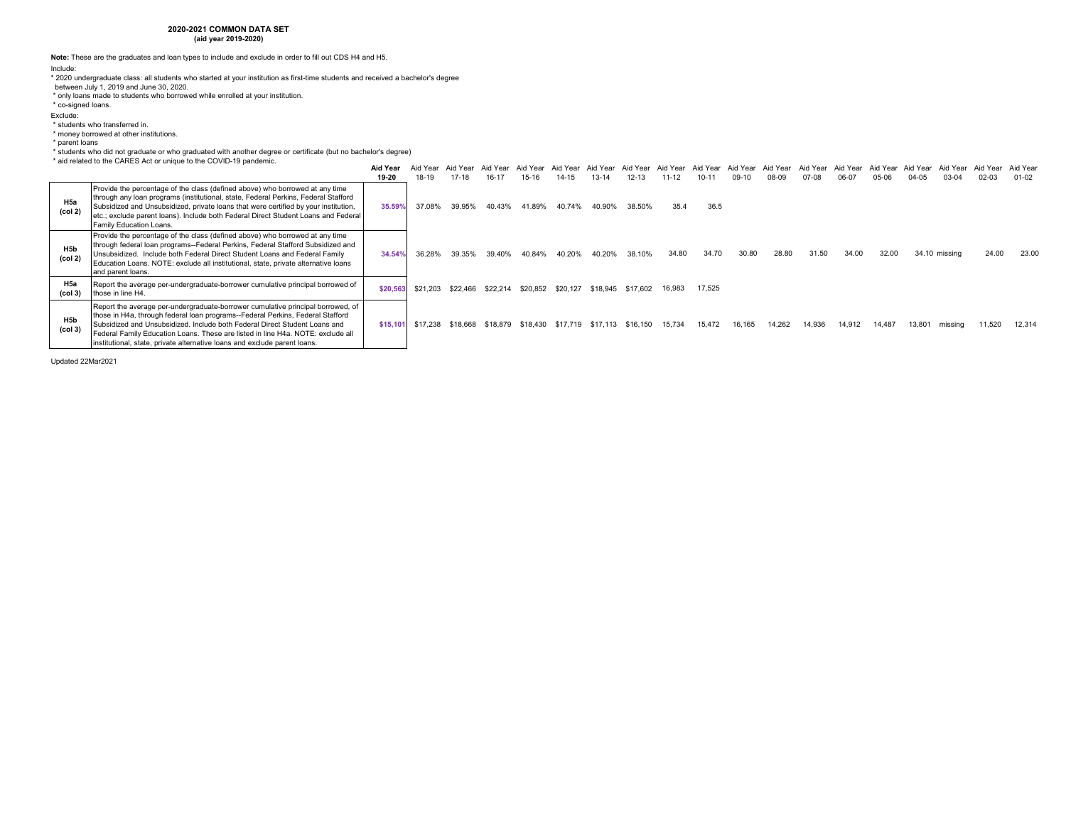**2020-2021 COMMON DATA SET**
**(aid year 2019-2020)**

**Note:** These are the graduates and loan types to include and exclude in order to fill out CDS H4 and H5.

Include:

* 2020 undergraduate class: all students who started at your institution as first-time students and received a bachelor's degree between July 1, 2019 and June 30, 2020.
* only loans made to students who borrowed while enrolled at your institution.
* co-signed loans.

Exclude:

* students who transferred in.
* money borrowed at other institutions.
* parent loans
* students who did not graduate or who graduated with another degree or certificate (but no bachelor's degree)
* aid related to the CARES Act or unique to the COVID-19 pandemic.

| | | **Aid Year 19-20** | Aid Year 18-19 | Aid Year 17-18 | Aid Year 16-17 | Aid Year 15-16 | Aid Year 14-15 | Aid Year 13-14 | Aid Year 12-13 | Aid Year 11-12 | Aid Year 10-11 | Aid Year 09-10 | Aid Year 08-09 | Aid Year 07-08 | Aid Year 06-07 | Aid Year 05-06 | Aid Year 04-05 | Aid Year 03-04 | Aid Year 02-03 | Aid Year 01-02 |
|---|---|---|---|---|---|---|---|---|---|---|---|---|---|---|---|---|---|---|---|---|
| **H5a (col 2)** | Provide the percentage of the class (defined above) who borrowed at any time through any loan programs (institutional, state, Federal Perkins, Federal Stafford Subsidized and Unsubsidized, private loans that were certified by your institution, etc.; exclude parent loans). Include both Federal Direct Student Loans and Federal Family Education Loans. | **35.59%** | 37.08% | 39.95% | 40.43% | 41.89% | 40.74% | 40.90% | 38.50% | 35.4 | 36.5 | | | | | | | | | |
| **H5b (col 2)** | Provide the percentage of the class (defined above) who borrowed at any time through federal loan programs--Federal Perkins, Federal Stafford Subsidized and Unsubsidized. Include both Federal Direct Student Loans and Federal Family Education Loans. NOTE: exclude all institutional, state, private alternative loans and parent loans. | **34.54%** | 36.28% | 39.35% | 39.40% | 40.84% | 40.20% | 40.20% | 38.10% | 34.80 | 34.70 | 30.80 | 28.80 | 31.50 | 34.00 | 32.00 | 34.10 | missing | 24.00 | 23.00 |
| **H5a (col 3)** | Report the average per-undergraduate-borrower cumulative principal borrowed of those in line H4. | **$20,563** | $21,203 | $22,466 | $22,214 | $20,852 | $20,127 | $18,945 | $17,602 | 16,983 | 17,525 | | | | | | | | | |
| **H5b (col 3)** | Report the average per-undergraduate-borrower cumulative principal borrowed, of those in H4a, through federal loan programs--Federal Perkins, Federal Stafford Subsidized and Unsubsidized. Include both Federal Direct Student Loans and Federal Family Education Loans. These are listed in line H4a. NOTE: exclude all institutional, state, private alternative loans and exclude parent loans. | **$15,101** | $17,238 | $18,668 | $18,879 | $18,430 | $17,719 | $17,113 | $16,150 | 15,734 | 15,472 | 16,165 | 14,262 | 14,936 | 14,912 | 14,487 | 13,801 | missing | 11,520 | 12,314 |

Updated 22Mar2021